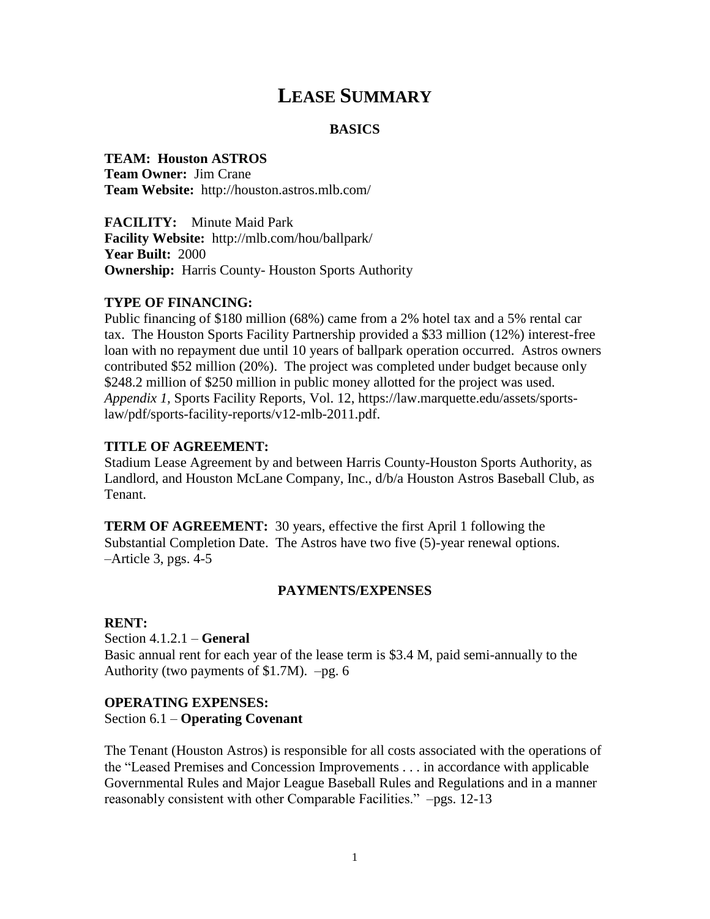# LEASE SUMMARY

## BASICS

**TEAM: Houston ASTROS**
**Team Owner:** Jim Crane
**Team Website:** http://houston.astros.mlb.com/

**FACILITY:** Minute Maid Park
**Facility Website:** http://mlb.com/hou/ballpark/
**Year Built:** 2000
**Ownership:** Harris County- Houston Sports Authority

**TYPE OF FINANCING:**
Public financing of $180 million (68%) came from a 2% hotel tax and a 5% rental car tax. The Houston Sports Facility Partnership provided a $33 million (12%) interest-free loan with no repayment due until 10 years of ballpark operation occurred. Astros owners contributed $52 million (20%). The project was completed under budget because only $248.2 million of $250 million in public money allotted for the project was used. *Appendix 1,* Sports Facility Reports, Vol. 12, https://law.marquette.edu/assets/sports-law/pdf/sports-facility-reports/v12-mlb-2011.pdf.

**TITLE OF AGREEMENT:**
Stadium Lease Agreement by and between Harris County-Houston Sports Authority, as Landlord, and Houston McLane Company, Inc., d/b/a Houston Astros Baseball Club, as Tenant.

**TERM OF AGREEMENT:** 30 years, effective the first April 1 following the Substantial Completion Date. The Astros have two five (5)-year renewal options. –Article 3, pgs. 4-5

## PAYMENTS/EXPENSES

**RENT:**
Section 4.1.2.1 – **General**
Basic annual rent for each year of the lease term is $3.4 M, paid semi-annually to the Authority (two payments of $1.7M). –pg. 6

**OPERATING EXPENSES:**
Section 6.1 – **Operating Covenant**

The Tenant (Houston Astros) is responsible for all costs associated with the operations of the "Leased Premises and Concession Improvements . . . in accordance with applicable Governmental Rules and Major League Baseball Rules and Regulations and in a manner reasonably consistent with other Comparable Facilities." –pgs. 12-13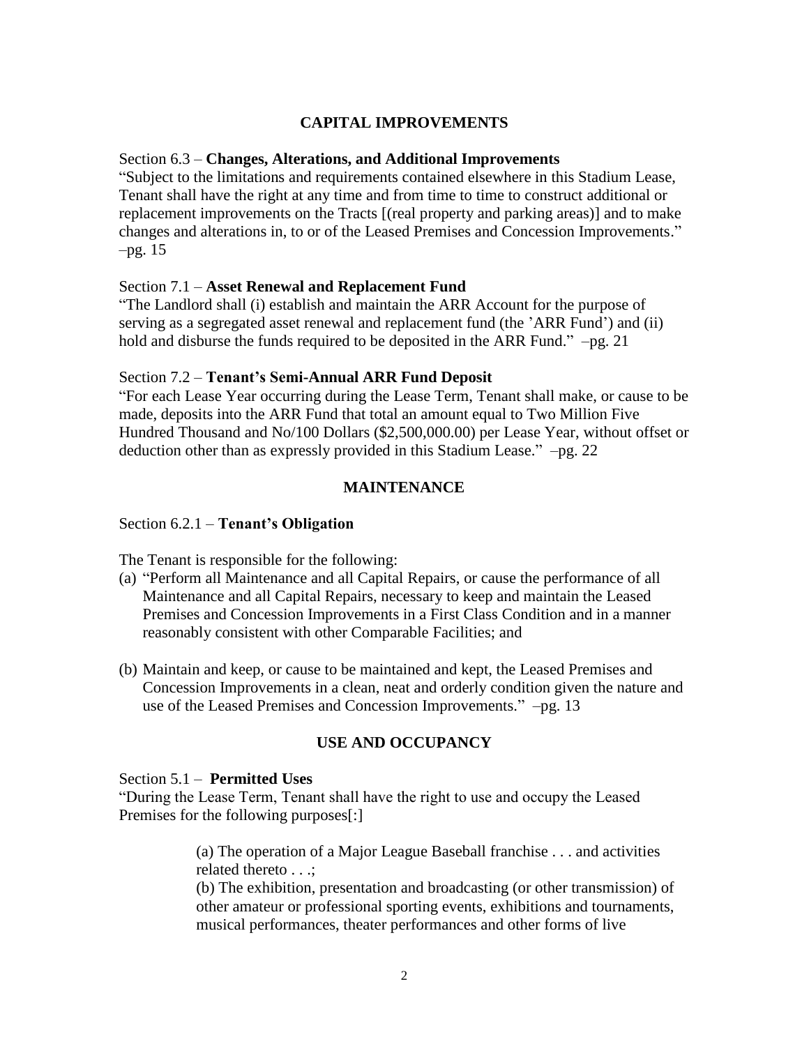## CAPITAL IMPROVEMENTS

Section 6.3 – **Changes, Alterations, and Additional Improvements**
"Subject to the limitations and requirements contained elsewhere in this Stadium Lease, Tenant shall have the right at any time and from time to time to construct additional or replacement improvements on the Tracts [(real property and parking areas)] and to make changes and alterations in, to or of the Leased Premises and Concession Improvements." –pg. 15

Section 7.1 – **Asset Renewal and Replacement Fund**
"The Landlord shall (i) establish and maintain the ARR Account for the purpose of serving as a segregated asset renewal and replacement fund (the 'ARR Fund') and (ii) hold and disburse the funds required to be deposited in the ARR Fund." –pg. 21

Section 7.2 – **Tenant's Semi-Annual ARR Fund Deposit**
"For each Lease Year occurring during the Lease Term, Tenant shall make, or cause to be made, deposits into the ARR Fund that total an amount equal to Two Million Five Hundred Thousand and No/100 Dollars ($2,500,000.00) per Lease Year, without offset or deduction other than as expressly provided in this Stadium Lease." –pg. 22

## MAINTENANCE

Section 6.2.1 – **Tenant's Obligation**

The Tenant is responsible for the following:

(a) "Perform all Maintenance and all Capital Repairs, or cause the performance of all Maintenance and all Capital Repairs, necessary to keep and maintain the Leased Premises and Concession Improvements in a First Class Condition and in a manner reasonably consistent with other Comparable Facilities; and

(b) Maintain and keep, or cause to be maintained and kept, the Leased Premises and Concession Improvements in a clean, neat and orderly condition given the nature and use of the Leased Premises and Concession Improvements." –pg. 13

## USE AND OCCUPANCY

Section 5.1 – **Permitted Uses**
"During the Lease Term, Tenant shall have the right to use and occupy the Leased Premises for the following purposes[:]

> (a) The operation of a Major League Baseball franchise . . . and activities related thereto . . .;
> (b) The exhibition, presentation and broadcasting (or other transmission) of other amateur or professional sporting events, exhibitions and tournaments, musical performances, theater performances and other forms of live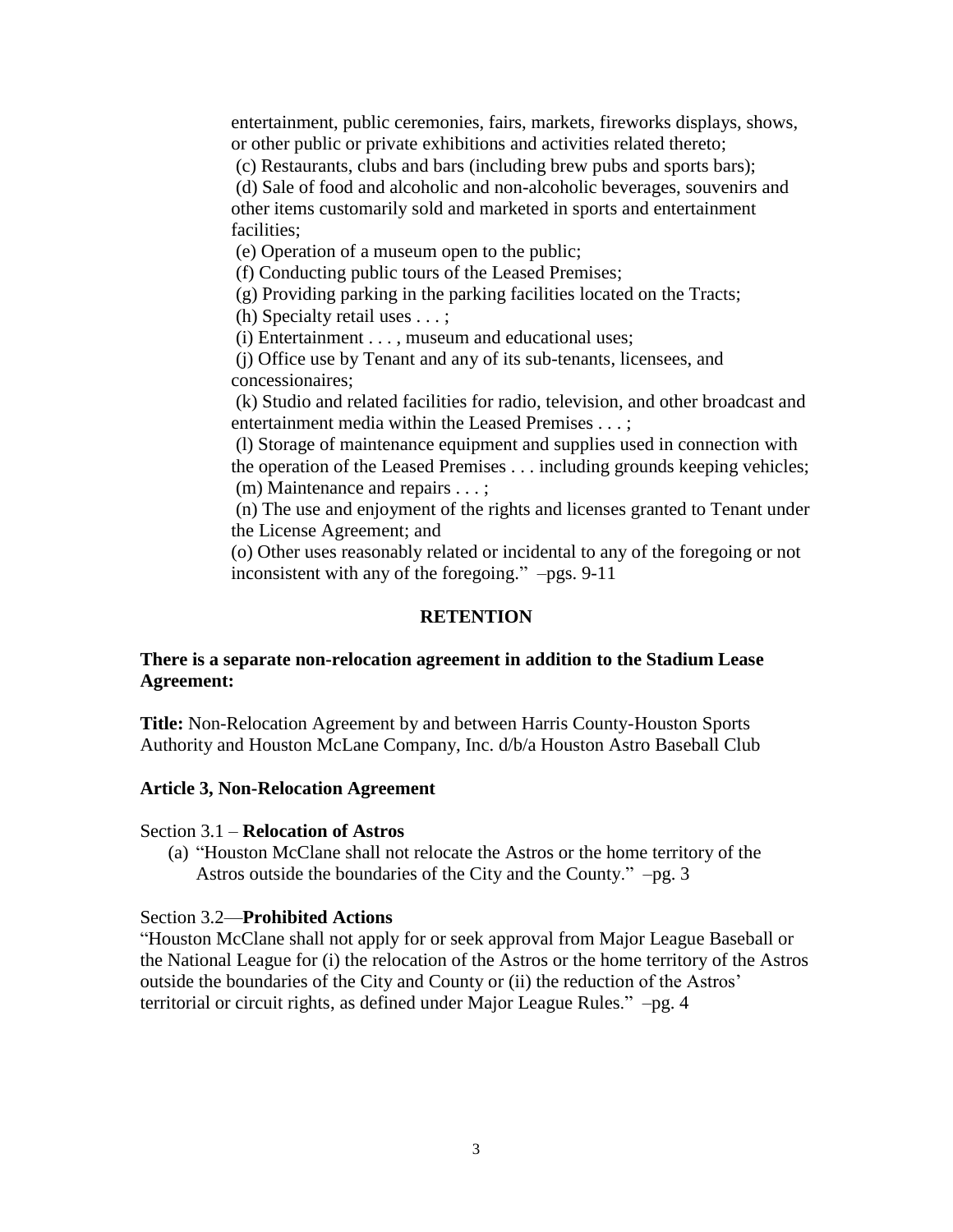entertainment, public ceremonies, fairs, markets, fireworks displays, shows, or other public or private exhibitions and activities related thereto;

(c) Restaurants, clubs and bars (including brew pubs and sports bars);

(d) Sale of food and alcoholic and non-alcoholic beverages, souvenirs and other items customarily sold and marketed in sports and entertainment facilities;

(e) Operation of a museum open to the public;

(f) Conducting public tours of the Leased Premises;

(g) Providing parking in the parking facilities located on the Tracts;

(h) Specialty retail uses . . . ;

(i) Entertainment . . . , museum and educational uses;

(j) Office use by Tenant and any of its sub-tenants, licensees, and concessionaires;

(k) Studio and related facilities for radio, television, and other broadcast and entertainment media within the Leased Premises . . . ;

(l) Storage of maintenance equipment and supplies used in connection with the operation of the Leased Premises . . . including grounds keeping vehicles;

(m) Maintenance and repairs . . . ;

(n) The use and enjoyment of the rights and licenses granted to Tenant under the License Agreement; and

(o) Other uses reasonably related or incidental to any of the foregoing or not inconsistent with any of the foregoing." –pgs. 9-11

## RETENTION

**There is a separate non-relocation agreement in addition to the Stadium Lease Agreement:**

**Title:** Non-Relocation Agreement by and between Harris County-Houston Sports Authority and Houston McLane Company, Inc. d/b/a Houston Astro Baseball Club

**Article 3, Non-Relocation Agreement**

Section 3.1 – **Relocation of Astros**

(a) "Houston McClane shall not relocate the Astros or the home territory of the Astros outside the boundaries of the City and the County." –pg. 3

Section 3.2—**Prohibited Actions**

"Houston McClane shall not apply for or seek approval from Major League Baseball or the National League for (i) the relocation of the Astros or the home territory of the Astros outside the boundaries of the City and County or (ii) the reduction of the Astros' territorial or circuit rights, as defined under Major League Rules." –pg. 4